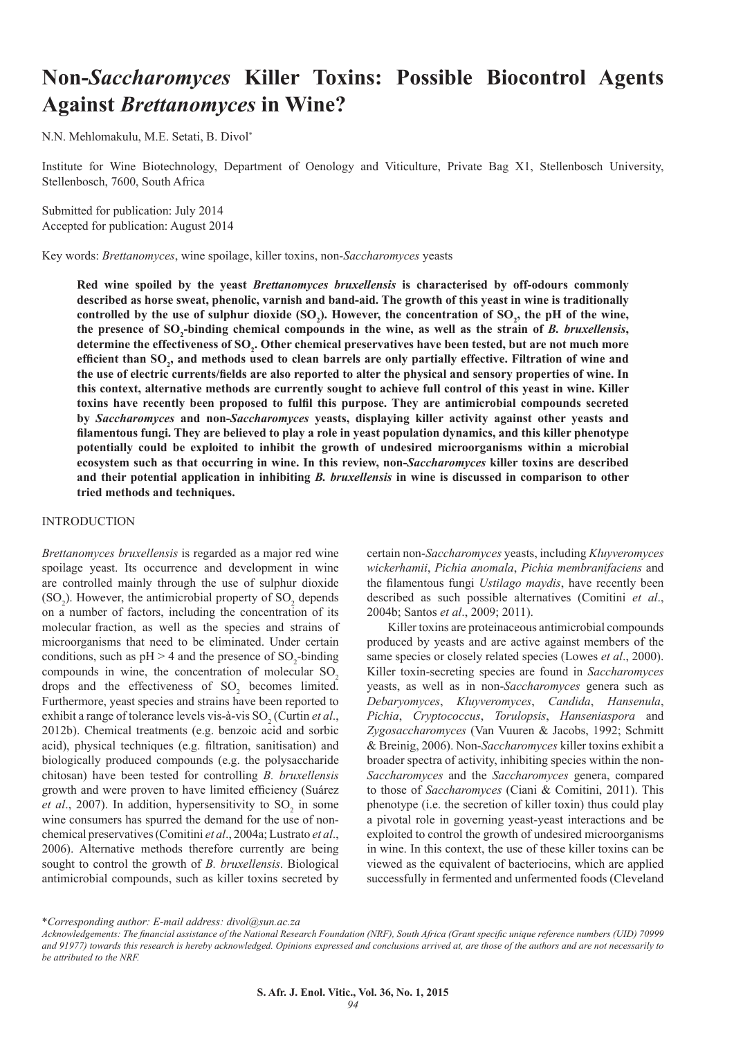# Non-*Saccharomyces* Killer Toxins: Possible Biocontrol Agents Against *Brettanomyces* in Wine?

N.N. Mehlomakulu, M.E. Setati, B. Divol*

Institute for Wine Biotechnology, Department of Oenology and Viticulture, Private Bag X1, Stellenbosch University, Stellenbosch, 7600, South Africa

Submitted for publication: July 2014
Accepted for publication: August 2014

Key words: *Brettanomyces*, wine spoilage, killer toxins, non-*Saccharomyces* yeasts

**Red wine spoiled by the yeast *Brettanomyces bruxellensis* is characterised by off-odours commonly described as horse sweat, phenolic, varnish and band-aid. The growth of this yeast in wine is traditionally controlled by the use of sulphur dioxide ($SO_2$). However, the concentration of $SO_2$, the pH of the wine, the presence of $SO_2$-binding chemical compounds in the wine, as well as the strain of *B. bruxellensis*, determine the effectiveness of $SO_2$. Other chemical preservatives have been tested, but are not much more efficient than $SO_2$, and methods used to clean barrels are only partially effective. Filtration of wine and the use of electric currents/fields are also reported to alter the physical and sensory properties of wine. In this context, alternative methods are currently sought to achieve full control of this yeast in wine. Killer toxins have recently been proposed to fulfil this purpose. They are antimicrobial compounds secreted by *Saccharomyces* and non-*Saccharomyces* yeasts, displaying killer activity against other yeasts and filamentous fungi. They are believed to play a role in yeast population dynamics, and this killer phenotype potentially could be exploited to inhibit the growth of undesired microorganisms within a microbial ecosystem such as that occurring in wine. In this review, non-*Saccharomyces* killer toxins are described and their potential application in inhibiting *B. bruxellensis* in wine is discussed in comparison to other tried methods and techniques.**

## INTRODUCTION

*Brettanomyces bruxellensis* is regarded as a major red wine spoilage yeast. Its occurrence and development in wine are controlled mainly through the use of sulphur dioxide ($SO_2$). However, the antimicrobial property of $SO_2$ depends on a number of factors, including the concentration of its molecular fraction, as well as the species and strains of microorganisms that need to be eliminated. Under certain conditions, such as pH > 4 and the presence of $SO_2$-binding compounds in wine, the concentration of molecular $SO_2$ drops and the effectiveness of $SO_2$ becomes limited. Furthermore, yeast species and strains have been reported to exhibit a range of tolerance levels vis-à-vis $SO_2$ (Curtin *et al*., 2012b). Chemical treatments (e.g. benzoic acid and sorbic acid), physical techniques (e.g. filtration, sanitisation) and biologically produced compounds (e.g. the polysaccharide chitosan) have been tested for controlling *B. bruxellensis* growth and were proven to have limited efficiency (Suárez *et al*., 2007). In addition, hypersensitivity to $SO_2$ in some wine consumers has spurred the demand for the use of non-chemical preservatives (Comitini *et al*., 2004a; Lustrato *et al*., 2006). Alternative methods therefore currently are being sought to control the growth of *B. bruxellensis*. Biological antimicrobial compounds, such as killer toxins secreted by certain non-*Saccharomyces* yeasts, including *Kluyveromyces wickerhamii*, *Pichia anomala*, *Pichia membranifaciens* and the filamentous fungi *Ustilago maydis*, have recently been described as such possible alternatives (Comitini *et al*., 2004b; Santos *et al*., 2009; 2011).

Killer toxins are proteinaceous antimicrobial compounds produced by yeasts and are active against members of the same species or closely related species (Lowes *et al*., 2000). Killer toxin-secreting species are found in *Saccharomyces* yeasts, as well as in non-*Saccharomyces* genera such as *Debaryomyces*, *Kluyveromyces*, *Candida*, *Hansenula*, *Pichia*, *Cryptococcus*, *Torulopsis*, *Hanseniaspora* and *Zygosaccharomyces* (Van Vuuren & Jacobs, 1992; Schmitt & Breinig, 2006). Non-*Saccharomyces* killer toxins exhibit a broader spectra of activity, inhibiting species within the non-*Saccharomyces* and the *Saccharomyces* genera, compared to those of *Saccharomyces* (Ciani & Comitini, 2011). This phenotype (i.e. the secretion of killer toxin) thus could play a pivotal role in governing yeast-yeast interactions and be exploited to control the growth of undesired microorganisms in wine. In this context, the use of these killer toxins can be viewed as the equivalent of bacteriocins, which are applied successfully in fermented and unfermented foods (Cleveland

*\*Corresponding author: E-mail address: divol@sun.ac.za*

*Acknowledgements: The financial assistance of the National Research Foundation (NRF), South Africa (Grant specific unique reference numbers (UID) 70999 and 91977) towards this research is hereby acknowledged. Opinions expressed and conclusions arrived at, are those of the authors and are not necessarily to be attributed to the NRF.*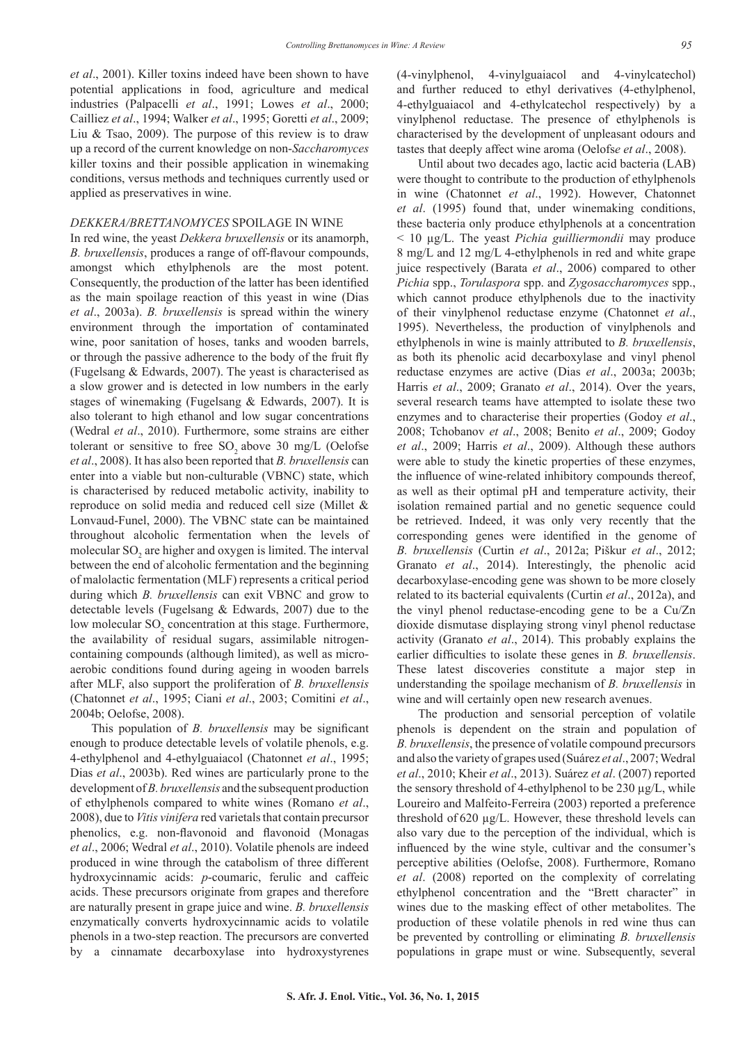*et al*., 2001). Killer toxins indeed have been shown to have potential applications in food, agriculture and medical industries (Palpacelli *et al*., 1991; Lowes *et al*., 2000; Cailliez *et al*., 1994; Walker *et al*., 1995; Goretti *et al*., 2009; Liu & Tsao, 2009). The purpose of this review is to draw up a record of the current knowledge on non-*Saccharomyces* killer toxins and their possible application in winemaking conditions, versus methods and techniques currently used or applied as preservatives in wine.

## *DEKKERA/BRETTANOMYCES* SPOILAGE IN WINE

In red wine, the yeast *Dekkera bruxellensis* or its anamorph, *B. bruxellensis*, produces a range of off-flavour compounds, amongst which ethylphenols are the most potent. Consequently, the production of the latter has been identified as the main spoilage reaction of this yeast in wine (Dias *et al*., 2003a). *B. bruxellensis* is spread within the winery environment through the importation of contaminated wine, poor sanitation of hoses, tanks and wooden barrels, or through the passive adherence to the body of the fruit fly (Fugelsang & Edwards, 2007). The yeast is characterised as a slow grower and is detected in low numbers in the early stages of winemaking (Fugelsang & Edwards, 2007). It is also tolerant to high ethanol and low sugar concentrations (Wedral *et al*., 2010). Furthermore, some strains are either tolerant or sensitive to free $SO_2$ above 30 mg/L (Oelofse *et al*., 2008). It has also been reported that *B. bruxellensis* can enter into a viable but non-culturable (VBNC) state, which is characterised by reduced metabolic activity, inability to reproduce on solid media and reduced cell size (Millet & Lonvaud-Funel, 2000). The VBNC state can be maintained throughout alcoholic fermentation when the levels of molecular $SO_2$ are higher and oxygen is limited. The interval between the end of alcoholic fermentation and the beginning of malolactic fermentation (MLF) represents a critical period during which *B. bruxellensis* can exit VBNC and grow to detectable levels (Fugelsang & Edwards, 2007) due to the low molecular $SO_2$ concentration at this stage. Furthermore, the availability of residual sugars, assimilable nitrogen-containing compounds (although limited), as well as micro-aerobic conditions found during ageing in wooden barrels after MLF, also support the proliferation of *B. bruxellensis* (Chatonnet *et al*., 1995; Ciani *et al*., 2003; Comitini *et al*., 2004b; Oelofse, 2008).

This population of *B. bruxellensis* may be significant enough to produce detectable levels of volatile phenols, e.g. 4-ethylphenol and 4-ethylguaiacol (Chatonnet *et al*., 1995; Dias *et al*., 2003b). Red wines are particularly prone to the development of *B. bruxellensis* and the subsequent production of ethylphenols compared to white wines (Romano *et al*., 2008), due to *Vitis vinifera* red varietals that contain precursor phenolics, e.g. non-flavonoid and flavonoid (Monagas *et al*., 2006; Wedral *et al*., 2010). Volatile phenols are indeed produced in wine through the catabolism of three different hydroxycinnamic acids: *p*-coumaric, ferulic and caffeic acids. These precursors originate from grapes and therefore are naturally present in grape juice and wine. *B. bruxellensis* enzymatically converts hydroxycinnamic acids to volatile phenols in a two-step reaction. The precursors are converted by a cinnamate decarboxylase into hydroxystyrenes (4-vinylphenol, 4-vinylguaiacol and 4-vinylcatechol) and further reduced to ethyl derivatives (4-ethylphenol, 4-ethylguaiacol and 4-ethylcatechol respectively) by a vinylphenol reductase. The presence of ethylphenols is characterised by the development of unpleasant odours and tastes that deeply affect wine aroma (Oelofse *et al*., 2008).

Until about two decades ago, lactic acid bacteria (LAB) were thought to contribute to the production of ethylphenols in wine (Chatonnet *et al*., 1992). However, Chatonnet *et al*. (1995) found that, under winemaking conditions, these bacteria only produce ethylphenols at a concentration < 10 µg/L. The yeast *Pichia guilliermondii* may produce 8 mg/L and 12 mg/L 4-ethylphenols in red and white grape juice respectively (Barata *et al*., 2006) compared to other *Pichia* spp., *Torulaspora* spp. and *Zygosaccharomyces* spp., which cannot produce ethylphenols due to the inactivity of their vinylphenol reductase enzyme (Chatonnet *et al*., 1995). Nevertheless, the production of vinylphenols and ethylphenols in wine is mainly attributed to *B. bruxellensis*, as both its phenolic acid decarboxylase and vinyl phenol reductase enzymes are active (Dias *et al*., 2003a; 2003b; Harris *et al*., 2009; Granato *et al*., 2014). Over the years, several research teams have attempted to isolate these two enzymes and to characterise their properties (Godoy *et al*., 2008; Tchobanov *et al*., 2008; Benito *et al*., 2009; Godoy *et al*., 2009; Harris *et al*., 2009). Although these authors were able to study the kinetic properties of these enzymes, the influence of wine-related inhibitory compounds thereof, as well as their optimal pH and temperature activity, their isolation remained partial and no genetic sequence could be retrieved. Indeed, it was only very recently that the corresponding genes were identified in the genome of *B. bruxellensis* (Curtin *et al*., 2012a; Piškur *et al*., 2012; Granato *et al*., 2014). Interestingly, the phenolic acid decarboxylase-encoding gene was shown to be more closely related to its bacterial equivalents (Curtin *et al*., 2012a), and the vinyl phenol reductase-encoding gene to be a Cu/Zn dioxide dismutase displaying strong vinyl phenol reductase activity (Granato *et al*., 2014). This probably explains the earlier difficulties to isolate these genes in *B. bruxellensis*. These latest discoveries constitute a major step in understanding the spoilage mechanism of *B. bruxellensis* in wine and will certainly open new research avenues.

The production and sensorial perception of volatile phenols is dependent on the strain and population of *B. bruxellensis*, the presence of volatile compound precursors and also the variety of grapes used (Suárez *et al*., 2007; Wedral *et al*., 2010; Kheir *et al*., 2013). Suárez *et al*. (2007) reported the sensory threshold of 4-ethylphenol to be 230 µg/L, while Loureiro and Malfeito-Ferreira (2003) reported a preference threshold of 620 µg/L. However, these threshold levels can also vary due to the perception of the individual, which is influenced by the wine style, cultivar and the consumer's perceptive abilities (Oelofse, 2008). Furthermore, Romano *et al*. (2008) reported on the complexity of correlating ethylphenol concentration and the "Brett character" in wines due to the masking effect of other metabolites. The production of these volatile phenols in red wine thus can be prevented by controlling or eliminating *B. bruxellensis* populations in grape must or wine. Subsequently, several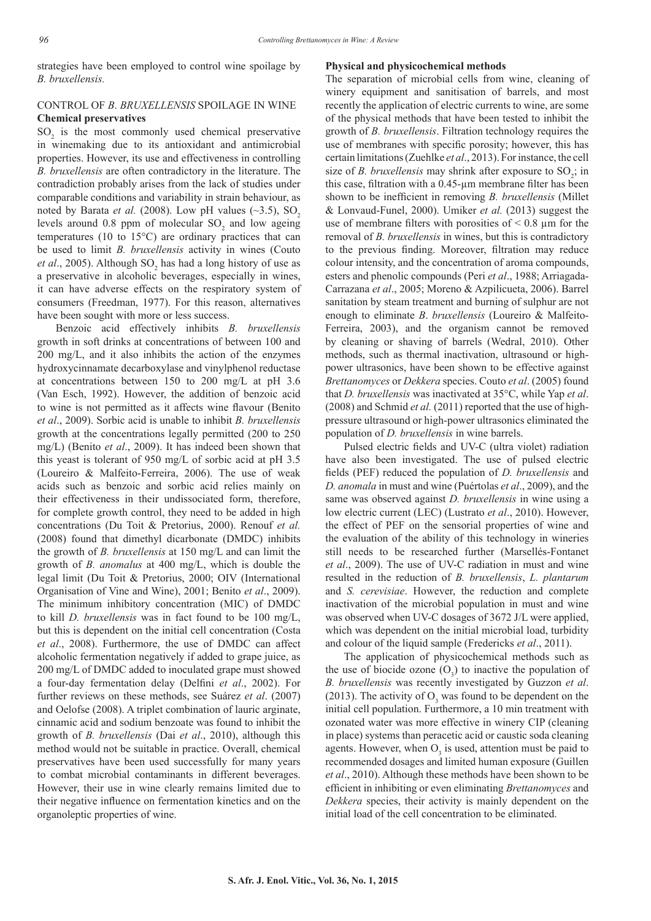strategies have been employed to control wine spoilage by *B. bruxellensis.*

## CONTROL OF *B. BRUXELLENSIS* SPOILAGE IN WINE

### Chemical preservatives

$SO_2$ is the most commonly used chemical preservative in winemaking due to its antioxidant and antimicrobial properties. However, its use and effectiveness in controlling *B. bruxellensis* are often contradictory in the literature. The contradiction probably arises from the lack of studies under comparable conditions and variability in strain behaviour, as noted by Barata *et al.* (2008). Low pH values (~3.5), $SO_2$ levels around 0.8 ppm of molecular $SO_2$ and low ageing temperatures (10 to 15°C) are ordinary practices that can be used to limit *B. bruxellensis* activity in wines (Couto *et al*., 2005). Although $SO_2$ has had a long history of use as a preservative in alcoholic beverages, especially in wines, it can have adverse effects on the respiratory system of consumers (Freedman, 1977). For this reason, alternatives have been sought with more or less success.

Benzoic acid effectively inhibits *B. bruxellensis* growth in soft drinks at concentrations of between 100 and 200 mg/L, and it also inhibits the action of the enzymes hydroxycinnamate decarboxylase and vinylphenol reductase at concentrations between 150 to 200 mg/L at pH 3.6 (Van Esch, 1992). However, the addition of benzoic acid to wine is not permitted as it affects wine flavour (Benito *et al*., 2009). Sorbic acid is unable to inhibit *B. bruxellensis* growth at the concentrations legally permitted (200 to 250 mg/L) (Benito *et al*., 2009). It has indeed been shown that this yeast is tolerant of 950 mg/L of sorbic acid at pH 3.5 (Loureiro & Malfeito-Ferreira, 2006). The use of weak acids such as benzoic and sorbic acid relies mainly on their effectiveness in their undissociated form, therefore, for complete growth control, they need to be added in high concentrations (Du Toit & Pretorius, 2000). Renouf *et al.* (2008) found that dimethyl dicarbonate (DMDC) inhibits the growth of *B. bruxellensis* at 150 mg/L and can limit the growth of *B. anomalus* at 400 mg/L, which is double the legal limit (Du Toit & Pretorius, 2000; OIV (International Organisation of Vine and Wine), 2001; Benito *et al*., 2009). The minimum inhibitory concentration (MIC) of DMDC to kill *D. bruxellensis* was in fact found to be 100 mg/L, but this is dependent on the initial cell concentration (Costa *et al*., 2008). Furthermore, the use of DMDC can affect alcoholic fermentation negatively if added to grape juice, as 200 mg/L of DMDC added to inoculated grape must showed a four-day fermentation delay (Delfini *et al*., 2002). For further reviews on these methods, see Suárez *et al*. (2007) and Oelofse (2008). A triplet combination of lauric arginate, cinnamic acid and sodium benzoate was found to inhibit the growth of *B. bruxellensis* (Dai *et al*., 2010), although this method would not be suitable in practice. Overall, chemical preservatives have been used successfully for many years to combat microbial contaminants in different beverages. However, their use in wine clearly remains limited due to their negative influence on fermentation kinetics and on the organoleptic properties of wine.

### Physical and physicochemical methods

The separation of microbial cells from wine, cleaning of winery equipment and sanitisation of barrels, and most recently the application of electric currents to wine, are some of the physical methods that have been tested to inhibit the growth of *B. bruxellensis*. Filtration technology requires the use of membranes with specific porosity; however, this has certain limitations (Zuehlke *et al*., 2013). For instance, the cell size of *B. bruxellensis* may shrink after exposure to $SO_2$; in this case, filtration with a 0.45-µm membrane filter has been shown to be inefficient in removing *B. bruxellensis* (Millet & Lonvaud-Funel, 2000). Umiker *et al.* (2013) suggest the use of membrane filters with porosities of < 0.8 µm for the removal of *B. bruxellensis* in wines, but this is contradictory to the previous finding. Moreover, filtration may reduce colour intensity, and the concentration of aroma compounds, esters and phenolic compounds (Peri *et al*., 1988; Arriagada-Carrazana *et al*., 2005; Moreno & Azpilicueta, 2006). Barrel sanitation by steam treatment and burning of sulphur are not enough to eliminate *B. bruxellensis* (Loureiro & Malfeito-Ferreira, 2003), and the organism cannot be removed by cleaning or shaving of barrels (Wedral, 2010). Other methods, such as thermal inactivation, ultrasound or high-power ultrasonics, have been shown to be effective against *Brettanomyces* or *Dekkera* species. Couto *et al*. (2005) found that *D. bruxellensis* was inactivated at 35°C, while Yap *et al*. (2008) and Schmid *et al.* (2011) reported that the use of high-pressure ultrasound or high-power ultrasonics eliminated the population of *D. bruxellensis* in wine barrels.

Pulsed electric fields and UV-C (ultra violet) radiation have also been investigated. The use of pulsed electric fields (PEF) reduced the population of *D. bruxellensis* and *D. anomala* in must and wine (Puértolas *et al*., 2009), and the same was observed against *D. bruxellensis* in wine using a low electric current (LEC) (Lustrato *et al*., 2010). However, the effect of PEF on the sensorial properties of wine and the evaluation of the ability of this technology in wineries still needs to be researched further (Marsellés-Fontanet *et al*., 2009). The use of UV-C radiation in must and wine resulted in the reduction of *B. bruxellensis*, *L. plantarum* and *S. cerevisiae*. However, the reduction and complete inactivation of the microbial population in must and wine was observed when UV-C dosages of 3672 J/L were applied, which was dependent on the initial microbial load, turbidity and colour of the liquid sample (Fredericks *et al*., 2011).

The application of physicochemical methods such as the use of biocide ozone ($O_3$) to inactive the population of *B. bruxellensis* was recently investigated by Guzzon *et al*. (2013). The activity of $O_3$ was found to be dependent on the initial cell population. Furthermore, a 10 min treatment with ozonated water was more effective in winery CIP (cleaning in place) systems than peracetic acid or caustic soda cleaning agents. However, when $O_3$ is used, attention must be paid to recommended dosages and limited human exposure (Guillen *et al*., 2010). Although these methods have been shown to be efficient in inhibiting or even eliminating *Brettanomyces* and *Dekkera* species, their activity is mainly dependent on the initial load of the cell concentration to be eliminated.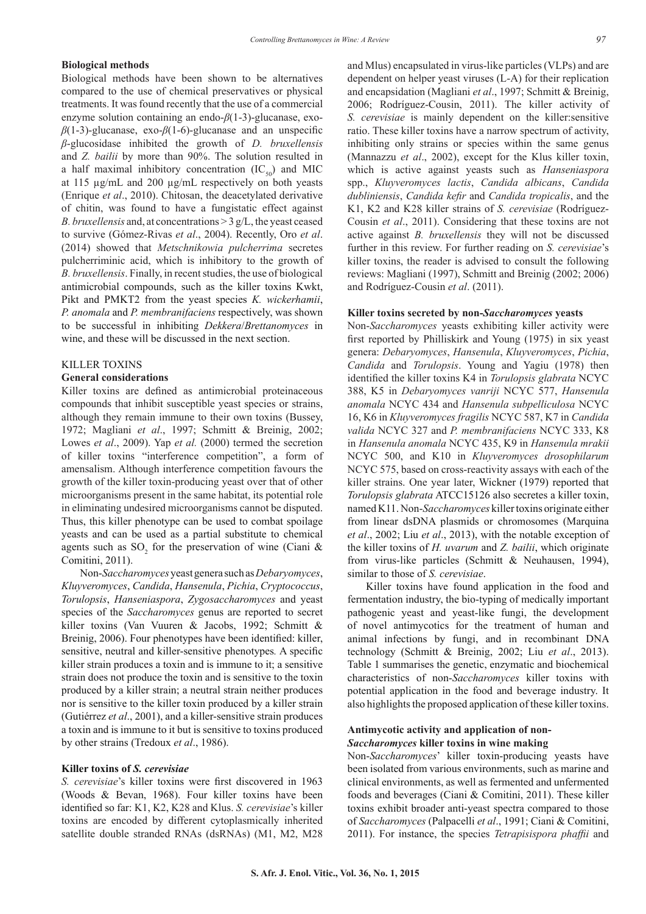### Biological methods

Biological methods have been shown to be alternatives compared to the use of chemical preservatives or physical treatments. It was found recently that the use of a commercial enzyme solution containing an endo-$\beta$(1-3)-glucanase, exo-$\beta$(1-3)-glucanase, exo-$\beta$(1-6)-glucanase and an unspecific $\beta$-glucosidase inhibited the growth of *D. bruxellensis* and *Z. bailii* by more than 90%. The solution resulted in a half maximal inhibitory concentration ($IC_{50}$) and MIC at 115 µg/mL and 200 µg/mL respectively on both yeasts (Enrique *et al*., 2010). Chitosan, the deacetylated derivative of chitin, was found to have a fungistatic effect against *B. bruxellensis* and, at concentrations > 3 g/L, the yeast ceased to survive (Gómez-Rivas *et al*., 2004). Recently, Oro *et al*. (2014) showed that *Metschnikowia pulcherrima* secretes pulcherriminic acid, which is inhibitory to the growth of *B. bruxellensis*. Finally, in recent studies, the use of biological antimicrobial compounds, such as the killer toxins Kwkt, Pikt and PMKT2 from the yeast species *K. wickerhamii*, *P. anomala* and *P. membranifaciens* respectively, was shown to be successful in inhibiting *Dekkera*/*Brettanomyces* in wine, and these will be discussed in the next section.

## KILLER TOXINS

### General considerations

Killer toxins are defined as antimicrobial proteinaceous compounds that inhibit susceptible yeast species or strains, although they remain immune to their own toxins (Bussey, 1972; Magliani *et al*., 1997; Schmitt & Breinig, 2002; Lowes *et al*., 2009). Yap *et al.* (2000) termed the secretion of killer toxins "interference competition", a form of amensalism. Although interference competition favours the growth of the killer toxin-producing yeast over that of other microorganisms present in the same habitat, its potential role in eliminating undesired microorganisms cannot be disputed. Thus, this killer phenotype can be used to combat spoilage yeasts and can be used as a partial substitute to chemical agents such as $SO_2$ for the preservation of wine (Ciani & Comitini, 2011).

Non-*Saccharomyces* yeast genera such as *Debaryomyces*, *Kluyveromyces*, *Candida*, *Hansenula*, *Pichia*, *Cryptococcus*, *Torulopsis*, *Hanseniaspora*, *Zygosaccharomyces* and yeast species of the *Saccharomyces* genus are reported to secret killer toxins (Van Vuuren & Jacobs, 1992; Schmitt & Breinig, 2006). Four phenotypes have been identified: killer, sensitive, neutral and killer-sensitive phenotypes. A specific killer strain produces a toxin and is immune to it; a sensitive strain does not produce the toxin and is sensitive to the toxin produced by a killer strain; a neutral strain neither produces nor is sensitive to the killer toxin produced by a killer strain (Gutiérrez *et al*., 2001), and a killer-sensitive strain produces a toxin and is immune to it but is sensitive to toxins produced by other strains (Tredoux *et al*., 1986).

### Killer toxins of *S. cerevisiae*

*S. cerevisiae*'s killer toxins were first discovered in 1963 (Woods & Bevan, 1968). Four killer toxins have been identified so far: K1, K2, K28 and Klus. *S. cerevisiae*'s killer toxins are encoded by different cytoplasmically inherited satellite double stranded RNAs (dsRNAs) (M1, M2, M28 and Mlus) encapsulated in virus-like particles (VLPs) and are dependent on helper yeast viruses (L-A) for their replication and encapsidation (Magliani *et al*., 1997; Schmitt & Breinig, 2006; Rodríguez-Cousin, 2011). The killer activity of *S. cerevisiae* is mainly dependent on the killer:sensitive ratio. These killer toxins have a narrow spectrum of activity, inhibiting only strains or species within the same genus (Mannazzu *et al*., 2002), except for the Klus killer toxin, which is active against yeasts such as *Hanseniaspora* spp., *Kluyveromyces lactis*, *Candida albicans*, *Candida dubliniensis*, *Candida kefir* and *Candida tropicalis*, and the K1, K2 and K28 killer strains of *S. cerevisiae* (Rodríguez-Cousin *et al*., 2011). Considering that these toxins are not active against *B. bruxellensis* they will not be discussed further in this review. For further reading on *S. cerevisiae*'s killer toxins, the reader is advised to consult the following reviews: Magliani (1997), Schmitt and Breinig (2002; 2006) and Rodríguez-Cousin *et al*. (2011).

### Killer toxins secreted by non-*Saccharomyces* yeasts

Non-*Saccharomyces* yeasts exhibiting killer activity were first reported by Philliskirk and Young (1975) in six yeast genera: *Debaryomyces*, *Hansenula*, *Kluyveromyces*, *Pichia*, *Candida* and *Torulopsis*. Young and Yagiu (1978) then identified the killer toxins K4 in *Torulopsis glabrata* NCYC 388, K5 in *Debaryomyces vanriji* NCYC 577, *Hansenula anomala* NCYC 434 and *Hansenula subpelliculosa* NCYC 16, K6 in *Kluyveromyces fragilis* NCYC 587, K7 in *Candida valida* NCYC 327 and *P. membranifaciens* NCYC 333, K8 in *Hansenula anomala* NCYC 435, K9 in *Hansenula mrakii* NCYC 500, and K10 in *Kluyveromyces drosophilarum* NCYC 575, based on cross-reactivity assays with each of the killer strains. One year later, Wickner (1979) reported that *Torulopsis glabrata* ATCC15126 also secretes a killer toxin, named K11. Non-*Saccharomyces* killer toxins originate either from linear dsDNA plasmids or chromosomes (Marquina *et al*., 2002; Liu *et al*., 2013), with the notable exception of the killer toxins of *H. uvarum* and *Z. bailii*, which originate from virus-like particles (Schmitt & Neuhausen, 1994), similar to those of *S. cerevisiae*.

Killer toxins have found application in the food and fermentation industry, the bio-typing of medically important pathogenic yeast and yeast-like fungi, the development of novel antimycotics for the treatment of human and animal infections by fungi, and in recombinant DNA technology (Schmitt & Breinig, 2002; Liu *et al*., 2013). Table 1 summarises the genetic, enzymatic and biochemical characteristics of non-*Saccharomyces* killer toxins with potential application in the food and beverage industry. It also highlights the proposed application of these killer toxins.

### Antimycotic activity and application of non-*Saccharomyces* killer toxins in wine making

Non-*Saccharomyces*' killer toxin-producing yeasts have been isolated from various environments, such as marine and clinical environments, as well as fermented and unfermented foods and beverages (Ciani & Comitini, 2011). These killer toxins exhibit broader anti-yeast spectra compared to those of *Saccharomyces* (Palpacelli *et al*., 1991; Ciani & Comitini, 2011). For instance, the species *Tetrapisispora phaffii* and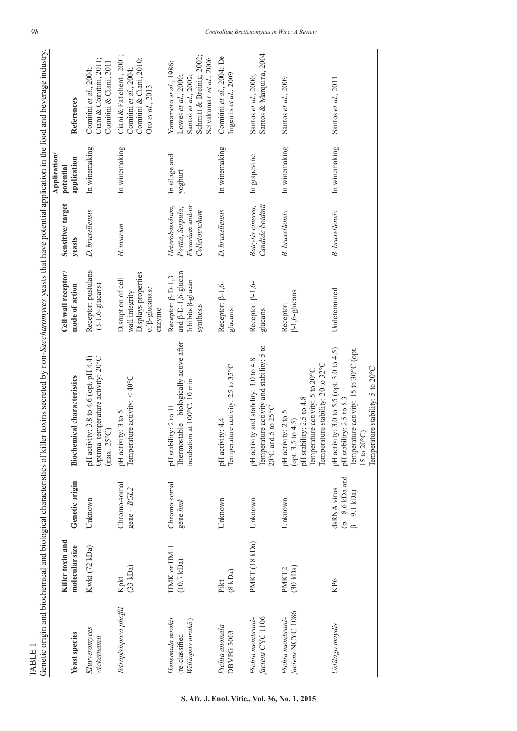TABLE 1

Genetic origin and biochemical and biological characteristics of killer toxins secreted by non-*Saccharomyces* yeasts that have potential application in the food and beverage industry.

| Yeast species | Killer toxin and molecular size | Genetic origin | Biochemical characteristics | Cell wall receptor/ mode of action | Sensitive/ target yeasts | Application/ potential application | References |
|---|---|---|---|---|---|---|---|
| *Kluyveromyces wickerhamii* | Kwkt (72 kDa) | Unknown | pH activity: 3.8 to 4.6 (opt. pH 4.4) Optimal temperature activity: 20°C (max. 25°C) | Receptor: pustulans (β-1,6-glucans) | *D. bruxellensis* | In winemaking | Comitini *et al.*, 2004; Ciani & Comitini, 2011; Comitini & Ciani, 2011 |
| *Tetrapisispora phaffii* | Kpkt (33 kDa) | Chromo-somal gene – *BGL2* | pH activity: 3 to 5 Temperature activity: < 40°C | Disruption of cell wall integrity Displays properties of β-glucanase enzyme | *H. uvarum* | In winemaking | Ciani & Fatichenti, 2001; Comitini *et al.*, 2004; Comitini & Ciani, 2010; Oro *et al.*, 2013 |
| *Hansenula mrakii* (re-classified *Williopsis mrakii*) | HMK or HM-1 (10.7 kDa) | Chromo-somal gene *hmk* | pH stability: 2 to 11 Thermostable – biologically active after incubation at 100°C, 10 min | Receptor: β-D-1,3 and β-D-1,6-glucan Inhibits β-glucan synthesis | *Heterobasidium*, *Postia*, *Serpula*, *Fusarium* and/or *Colletotrichum* | In silage and yoghurt | Yamamoto *et al.*, 1986; Lowes *et al.*, 2000; Santos *et al.*, 2002; Schmitt & Breinig, 2002; Selvakumar, *et al.*, 2006 |
| *Pichia anomala* DBVPG 3003 | Pikt (8 kDa) | Unknown | pH activity: 4.4 Temperature activity: 25 to 35°C | Receptor: β-1,6-glucans | *D. bruxellensis* | In winemaking | Comitini *et al.*, 2004; De Ingeniis *et al.*, 2009 |
| *Pichia membrani-faciens* CYC 1106 | PMKT (18 kDa) | Unknown | pH activity and stability: 3.0 to 4.8 Temperature activity and stability: 5 to 20°C and 5 to 25°C | Receptor: β-1,6-glucans | *Botrytis cinerea*, *Candida boidinii* | In grapevine | Santos *et al.*, 2000; Santos & Marquina, 2004 |
| *Pichia membrani-faciens* NCYC 1086 | PMKT2 (30 kDa) | Unknown | pH activity: 2 to 5 (opt. 3.5 to 4.5) pH stability: 2.5 to 4.8 Temperature activity: 5 to 20°C Temperature stability: 20 to 32°C | Receptor: β-1,6-glucans | *B. bruxellensis* | In winemaking | Santos *et al.*, 2009 |
| *Ustilago maydis* | KP6 | dsRNA virus (α – 8.6 kDa and β – 9.1 kDa) | pH activity: 3.0 to 5.5 (opt. 3.0 to 4.5) pH stability: 2.5 to 5.3 Temperature activity: 15 to 30°C (opt. 15 to 20°C) Temperature stability: 5 to 20°C | Undetermined | *B. bruxellensis* | In winemaking | Santos *et al.*, 2011 |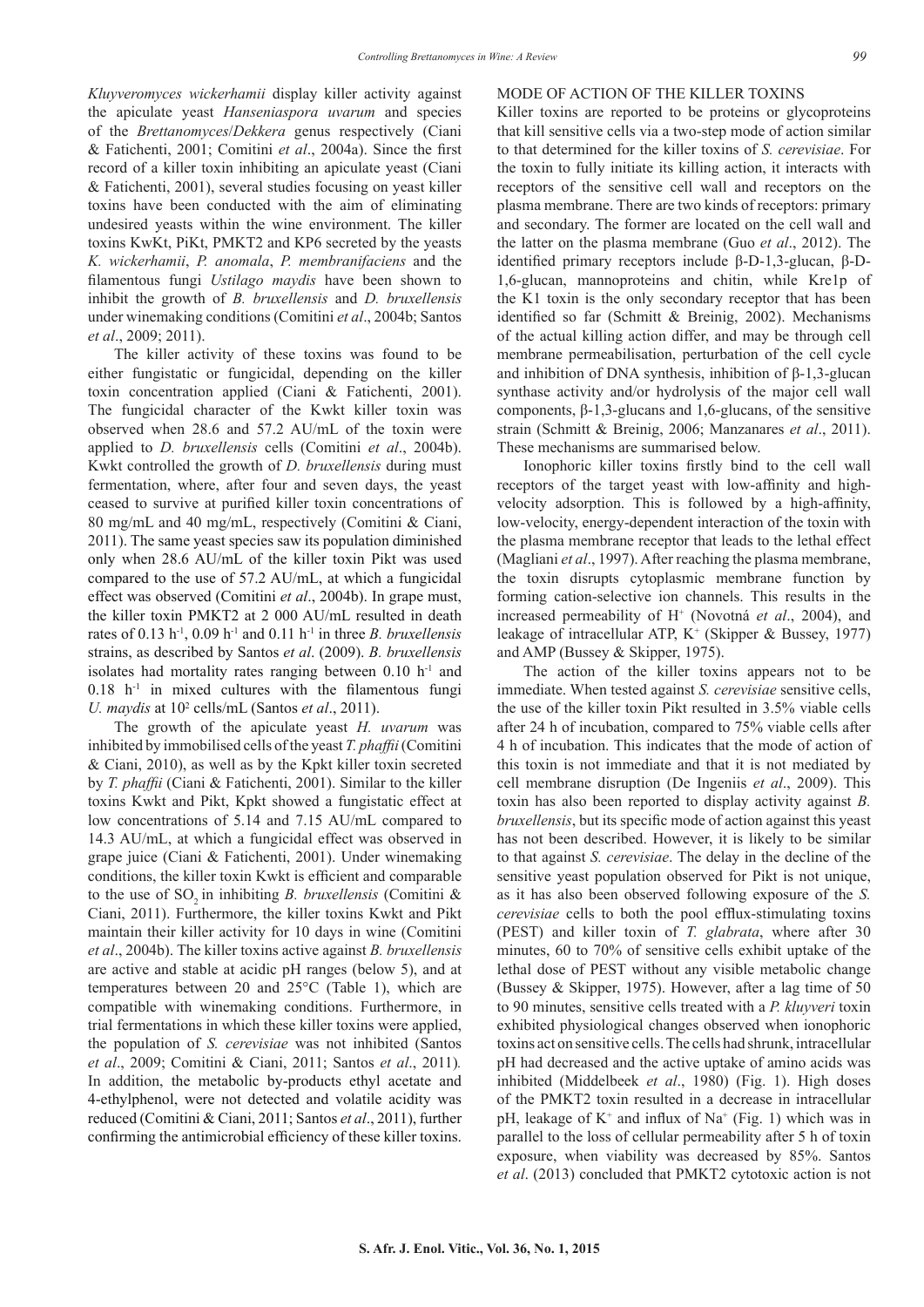*Kluyveromyces wickerhamii* display killer activity against the apiculate yeast *Hanseniaspora uvarum* and species of the *Brettanomyces*/*Dekkera* genus respectively (Ciani & Fatichenti, 2001; Comitini *et al*., 2004a). Since the first record of a killer toxin inhibiting an apiculate yeast (Ciani & Fatichenti, 2001), several studies focusing on yeast killer toxins have been conducted with the aim of eliminating undesired yeasts within the wine environment. The killer toxins KwKt, PiKt, PMKT2 and KP6 secreted by the yeasts *K. wickerhamii*, *P. anomala*, *P. membranifaciens* and the filamentous fungi *Ustilago maydis* have been shown to inhibit the growth of *B. bruxellensis* and *D. bruxellensis* under winemaking conditions (Comitini *et al*., 2004b; Santos *et al*., 2009; 2011).

The killer activity of these toxins was found to be either fungistatic or fungicidal, depending on the killer toxin concentration applied (Ciani & Fatichenti, 2001). The fungicidal character of the Kwkt killer toxin was observed when 28.6 and 57.2 AU/mL of the toxin were applied to *D. bruxellensis* cells (Comitini *et al*., 2004b). Kwkt controlled the growth of *D. bruxellensis* during must fermentation, where, after four and seven days, the yeast ceased to survive at purified killer toxin concentrations of 80 mg/mL and 40 mg/mL, respectively (Comitini & Ciani, 2011). The same yeast species saw its population diminished only when 28.6 AU/mL of the killer toxin Pikt was used compared to the use of 57.2 AU/mL, at which a fungicidal effect was observed (Comitini *et al*., 2004b). In grape must, the killer toxin PMKT2 at 2 000 AU/mL resulted in death rates of 0.13 $h^{-1}$, 0.09 $h^{-1}$ and 0.11 $h^{-1}$ in three *B. bruxellensis* strains, as described by Santos *et al*. (2009). *B. bruxellensis* isolates had mortality rates ranging between 0.10 $h^{-1}$ and 0.18 $h^{-1}$ in mixed cultures with the filamentous fungi *U. maydis* at $10^2$ cells/mL (Santos *et al*., 2011).

The growth of the apiculate yeast *H. uvarum* was inhibited by immobilised cells of the yeast *T. phaffii* (Comitini & Ciani, 2010), as well as by the Kpkt killer toxin secreted by *T. phaffii* (Ciani & Fatichenti, 2001). Similar to the killer toxins Kwkt and Pikt, Kpkt showed a fungistatic effect at low concentrations of 5.14 and 7.15 AU/mL compared to 14.3 AU/mL, at which a fungicidal effect was observed in grape juice (Ciani & Fatichenti, 2001). Under winemaking conditions, the killer toxin Kwkt is efficient and comparable to the use of $SO_2$ in inhibiting *B. bruxellensis* (Comitini & Ciani, 2011). Furthermore, the killer toxins Kwkt and Pikt maintain their killer activity for 10 days in wine (Comitini *et al*., 2004b). The killer toxins active against *B. bruxellensis* are active and stable at acidic pH ranges (below 5), and at temperatures between 20 and 25°C (Table 1), which are compatible with winemaking conditions. Furthermore, in trial fermentations in which these killer toxins were applied, the population of *S. cerevisiae* was not inhibited (Santos *et al*., 2009; Comitini & Ciani, 2011; Santos *et al*., 2011). In addition, the metabolic by-products ethyl acetate and 4-ethylphenol, were not detected and volatile acidity was reduced (Comitini & Ciani, 2011; Santos *et al*., 2011), further confirming the antimicrobial efficiency of these killer toxins.

## MODE OF ACTION OF THE KILLER TOXINS

Killer toxins are reported to be proteins or glycoproteins that kill sensitive cells via a two-step mode of action similar to that determined for the killer toxins of *S. cerevisiae*. For the toxin to fully initiate its killing action, it interacts with receptors of the sensitive cell wall and receptors on the plasma membrane. There are two kinds of receptors: primary and secondary. The former are located on the cell wall and the latter on the plasma membrane (Guo *et al*., 2012). The identified primary receptors include β-D-1,3-glucan, β-D-1,6-glucan, mannoproteins and chitin, while Kre1p of the K1 toxin is the only secondary receptor that has been identified so far (Schmitt & Breinig, 2002). Mechanisms of the actual killing action differ, and may be through cell membrane permeabilisation, perturbation of the cell cycle and inhibition of DNA synthesis, inhibition of β-1,3-glucan synthase activity and/or hydrolysis of the major cell wall components, β-1,3-glucans and 1,6-glucans, of the sensitive strain (Schmitt & Breinig, 2006; Manzanares *et al*., 2011). These mechanisms are summarised below.

Ionophoric killer toxins firstly bind to the cell wall receptors of the target yeast with low-affinity and high-velocity adsorption. This is followed by a high-affinity, low-velocity, energy-dependent interaction of the toxin with the plasma membrane receptor that leads to the lethal effect (Magliani *et al*., 1997). After reaching the plasma membrane, the toxin disrupts cytoplasmic membrane function by forming cation-selective ion channels. This results in the increased permeability of $H^+$ (Novotná *et al*., 2004), and leakage of intracellular ATP, $K^+$ (Skipper & Bussey, 1977) and AMP (Bussey & Skipper, 1975).

The action of the killer toxins appears not to be immediate. When tested against *S. cerevisiae* sensitive cells, the use of the killer toxin Pikt resulted in 3.5% viable cells after 24 h of incubation, compared to 75% viable cells after 4 h of incubation. This indicates that the mode of action of this toxin is not immediate and that it is not mediated by cell membrane disruption (De Ingeniis *et al*., 2009). This toxin has also been reported to display activity against *B. bruxellensis*, but its specific mode of action against this yeast has not been described. However, it is likely to be similar to that against *S. cerevisiae*. The delay in the decline of the sensitive yeast population observed for Pikt is not unique, as it has also been observed following exposure of the *S. cerevisiae* cells to both the pool efflux-stimulating toxins (PEST) and killer toxin of *T. glabrata*, where after 30 minutes, 60 to 70% of sensitive cells exhibit uptake of the lethal dose of PEST without any visible metabolic change (Bussey & Skipper, 1975). However, after a lag time of 50 to 90 minutes, sensitive cells treated with a *P. kluyveri* toxin exhibited physiological changes observed when ionophoric toxins act on sensitive cells. The cells had shrunk, intracellular pH had decreased and the active uptake of amino acids was inhibited (Middelbeek *et al*., 1980) (Fig. 1). High doses of the PMKT2 toxin resulted in a decrease in intracellular pH, leakage of $K^+$ and influx of $Na^+$ (Fig. 1) which was in parallel to the loss of cellular permeability after 5 h of toxin exposure, when viability was decreased by 85%. Santos *et al*. (2013) concluded that PMKT2 cytotoxic action is not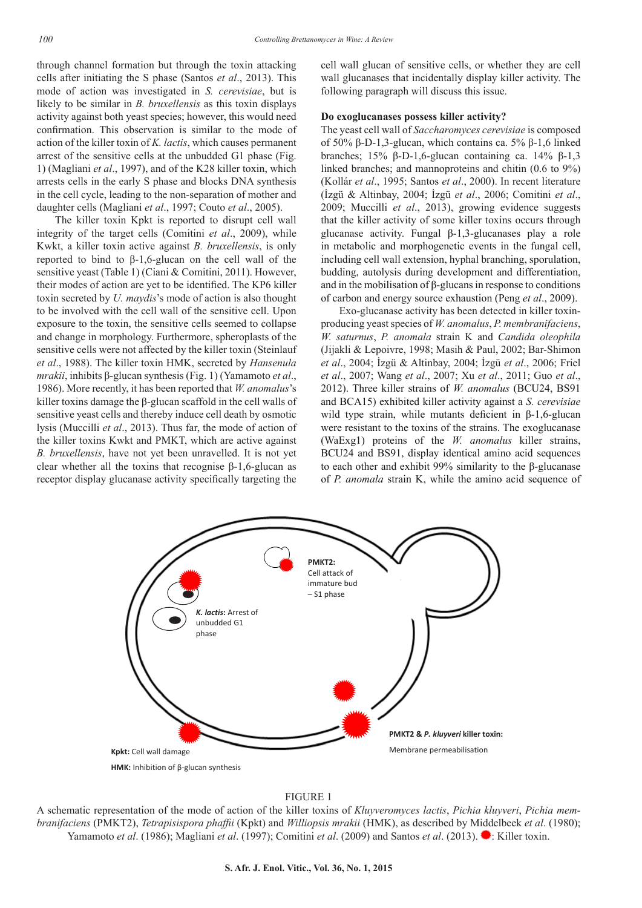through channel formation but through the toxin attacking cells after initiating the S phase (Santos *et al*., 2013). This mode of action was investigated in *S. cerevisiae*, but is likely to be similar in *B. bruxellensis* as this toxin displays activity against both yeast species; however, this would need confirmation. This observation is similar to the mode of action of the killer toxin of *K. lactis*, which causes permanent arrest of the sensitive cells at the unbudded G1 phase (Fig. 1) (Magliani *et al*., 1997), and of the K28 killer toxin, which arrests cells in the early S phase and blocks DNA synthesis in the cell cycle, leading to the non-separation of mother and daughter cells (Magliani *et al*., 1997; Couto *et al*., 2005).

The killer toxin Kpkt is reported to disrupt cell wall integrity of the target cells (Comitini *et al*., 2009), while Kwkt, a killer toxin active against *B. bruxellensis*, is only reported to bind to β-1,6-glucan on the cell wall of the sensitive yeast (Table 1) (Ciani & Comitini, 2011). However, their modes of action are yet to be identified. The KP6 killer toxin secreted by *U. maydis*'s mode of action is also thought to be involved with the cell wall of the sensitive cell. Upon exposure to the toxin, the sensitive cells seemed to collapse and change in morphology. Furthermore, spheroplasts of the sensitive cells were not affected by the killer toxin (Steinlauf *et al*., 1988). The killer toxin HMK, secreted by *Hansenula mrakii*, inhibits β-glucan synthesis (Fig. 1) (Yamamoto *et al*., 1986). More recently, it has been reported that *W. anomalus*'s killer toxins damage the β-glucan scaffold in the cell walls of sensitive yeast cells and thereby induce cell death by osmotic lysis (Muccilli *et al*., 2013). Thus far, the mode of action of the killer toxins Kwkt and PMKT, which are active against *B. bruxellensis*, have not yet been unravelled. It is not yet clear whether all the toxins that recognise β-1,6-glucan as receptor display glucanase activity specifically targeting the cell wall glucan of sensitive cells, or whether they are cell wall glucanases that incidentally display killer activity. The following paragraph will discuss this issue.

**Do exoglucanases possess killer activity?**

The yeast cell wall of *Saccharomyces cerevisiae* is composed of 50% β-D-1,3-glucan, which contains ca. 5% β-1,6 linked branches; 15% β-D-1,6-glucan containing ca. 14% β-1,3 linked branches; and mannoproteins and chitin (0.6 to 9%) (Kollár *et al*., 1995; Santos *et al*., 2000). In recent literature (İzgü & Altinbay, 2004; İzgü *et al*., 2006; Comitini *et al*., 2009; Muccilli *et al*., 2013), growing evidence suggests that the killer activity of some killer toxins occurs through glucanase activity. Fungal β-1,3-glucanases play a role in metabolic and morphogenetic events in the fungal cell, including cell wall extension, hyphal branching, sporulation, budding, autolysis during development and differentiation, and in the mobilisation of β-glucans in response to conditions of carbon and energy source exhaustion (Peng *et al*., 2009).

Exo-glucanase activity has been detected in killer toxin-producing yeast species of *W. anomalus*, *P. membranifaciens*, *W. saturnus*, *P. anomala* strain K and *Candida oleophila* (Jijakli & Lepoivre, 1998; Masih & Paul, 2002; Bar-Shimon *et al*., 2004; İzgü & Altinbay, 2004; İzgü *et al*., 2006; Friel *et al*., 2007; Wang *et al*., 2007; Xu *et al*., 2011; Guo *et al*., 2012). Three killer strains of *W. anomalus* (BCU24, BS91 and BCA15) exhibited killer activity against a *S. cerevisiae* wild type strain, while mutants deficient in β-1,6-glucan were resistant to the toxins of the strains. The exoglucanase (WaExg1) proteins of the *W. anomalus* killer strains, BCU24 and BS91, display identical amino acid sequences to each other and exhibit 99% similarity to the β-glucanase of *P. anomala* strain K, while the amino acid sequence of

FIGURE 1

A schematic representation of the mode of action of the killer toxins of *Kluyveromyces lactis*, *Pichia kluyveri*, *Pichia membranifaciens* (PMKT2), *Tetrapisispora phaffii* (Kpkt) and *Williopsis mrakii* (HMK), as described by Middelbeek *et al*. (1980); Yamamoto *et al*. (1986); Magliani *et al*. (1997); Comitini *et al*. (2009) and Santos *et al*. (2013). ●: Killer toxin.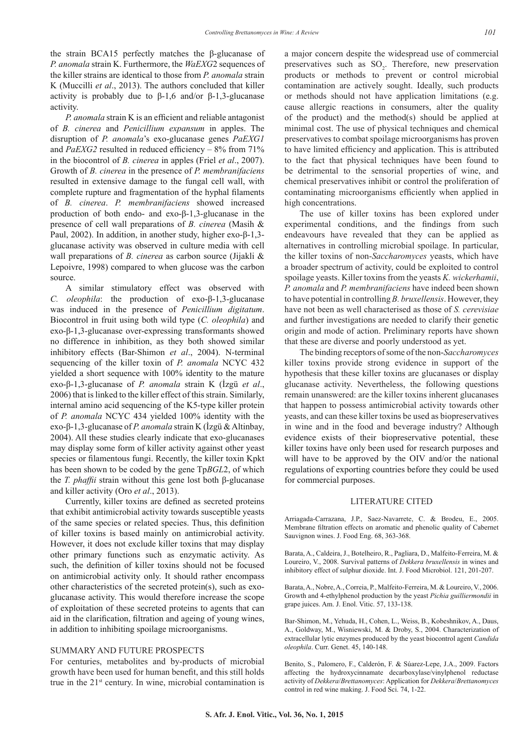the strain BCA15 perfectly matches the β-glucanase of *P. anomala* strain K. Furthermore, the *WaEXG2* sequences of the killer strains are identical to those from *P. anomala* strain K (Muccilli *et al*., 2013). The authors concluded that killer activity is probably due to β-1,6 and/or β-1,3-glucanase activity.

*P. anomala* strain K is an efficient and reliable antagonist of *B. cinerea* and *Penicillium expansum* in apples. The disruption of *P. anomala*'s exo-glucanase genes *PaEXG1* and *PaEXG2* resulted in reduced efficiency – 8% from 71% in the biocontrol of *B. cinerea* in apples (Friel *et al*., 2007). Growth of *B. cinerea* in the presence of *P. membranifaciens* resulted in extensive damage to the fungal cell wall, with complete rupture and fragmentation of the hyphal filaments of *B. cinerea*. *P. membranifaciens* showed increased production of both endo- and exo-β-1,3-glucanase in the presence of cell wall preparations of *B. cinerea* (Masih & Paul, 2002). In addition, in another study, higher exo-β-1,3-glucanase activity was observed in culture media with cell wall preparations of *B. cinerea* as carbon source (Jijakli & Lepoivre, 1998) compared to when glucose was the carbon source.

A similar stimulatory effect was observed with *C. oleophila*: the production of exo-β-1,3-glucanase was induced in the presence of *Penicillium digitatum*. Biocontrol in fruit using both wild type (*C. oleophila*) and exo-β-1,3-glucanase over-expressing transformants showed no difference in inhibition, as they both showed similar inhibitory effects (Bar-Shimon *et al*., 2004). N-terminal sequencing of the killer toxin of *P. anomala* NCYC 432 yielded a short sequence with 100% identity to the mature exo-β-1,3-glucanase of *P. anomala* strain K (İzgü *et al*., 2006) that is linked to the killer effect of this strain. Similarly, internal amino acid sequencing of the K5-type killer protein of *P. anomala* NCYC 434 yielded 100% identity with the exo-β-1,3-glucanase of *P. anomala* strain K (İzgü & Altinbay, 2004). All these studies clearly indicate that exo-glucanases may display some form of killer activity against other yeast species or filamentous fungi. Recently, the killer toxin Kpkt has been shown to be coded by the gene Tp*BGL*2, of which the *T. phaffii* strain without this gene lost both β-glucanase and killer activity (Oro *et al*., 2013).

Currently, killer toxins are defined as secreted proteins that exhibit antimicrobial activity towards susceptible yeasts of the same species or related species. Thus, this definition of killer toxins is based mainly on antimicrobial activity. However, it does not exclude killer toxins that may display other primary functions such as enzymatic activity. As such, the definition of killer toxins should not be focused on antimicrobial activity only. It should rather encompass other characteristics of the secreted protein(s), such as exo-glucanase activity. This would therefore increase the scope of exploitation of these secreted proteins to agents that can aid in the clarification, filtration and ageing of young wines, in addition to inhibiting spoilage microorganisms.

## SUMMARY AND FUTURE PROSPECTS

For centuries, metabolites and by-products of microbial growth have been used for human benefit, and this still holds true in the 21st century. In wine, microbial contamination is a major concern despite the widespread use of commercial preservatives such as $SO_2$. Therefore, new preservation products or methods to prevent or control microbial contamination are actively sought. Ideally, such products or methods should not have application limitations (e.g. cause allergic reactions in consumers, alter the quality of the product) and the method(s) should be applied at minimal cost. The use of physical techniques and chemical preservatives to combat spoilage microorganisms has proven to have limited efficiency and application. This is attributed to the fact that physical techniques have been found to be detrimental to the sensorial properties of wine, and chemical preservatives inhibit or control the proliferation of contaminating microorganisms efficiently when applied in high concentrations.

The use of killer toxins has been explored under experimental conditions, and the findings from such endeavours have revealed that they can be applied as alternatives in controlling microbial spoilage. In particular, the killer toxins of non-*Saccharomyces* yeasts, which have a broader spectrum of activity, could be exploited to control spoilage yeasts. Killer toxins from the yeasts *K. wickerhamii*, *P. anomala* and *P. membranifaciens* have indeed been shown to have potential in controlling *B. bruxellensis*. However, they have not been as well characterised as those of *S. cerevisiae* and further investigations are needed to clarify their genetic origin and mode of action. Preliminary reports have shown that these are diverse and poorly understood as yet.

The binding receptors of some of the non-*Saccharomyces* killer toxins provide strong evidence in support of the hypothesis that these killer toxins are glucanases or display glucanase activity. Nevertheless, the following questions remain unanswered: are the killer toxins inherent glucanases that happen to possess antimicrobial activity towards other yeasts, and can these killer toxins be used as biopreservatives in wine and in the food and beverage industry? Although evidence exists of their biopreservative potential, these killer toxins have only been used for research purposes and will have to be approved by the OIV and/or the national regulations of exporting countries before they could be used for commercial purposes.

## LITERATURE CITED

Arriagada-Carrazana, J.P., Saez-Navarrete, C. & Brodeu, E., 2005. Membrane filtration effects on aromatic and phenolic quality of Cabernet Sauvignon wines. J. Food Eng. 68, 363-368.

Barata, A., Caldeira, J., Botelheiro, R., Pagliara, D., Malfeito-Ferreira, M. & Loureiro, V., 2008. Survival patterns of *Dekkera bruxellensis* in wines and inhibitory effect of sulphur dioxide. Int. J. Food Microbiol. 121, 201-207.

Barata, A., Nobre, A., Correia, P., Malfeito-Ferreira, M. & Loureiro, V., 2006. Growth and 4-ethylphenol production by the yeast *Pichia guilliermondii* in grape juices. Am. J. Enol. Vitic. 57, 133-138.

Bar-Shimon, M., Yehuda, H., Cohen, L., Weiss, B., Kobeshnikov, A., Daus, A., Goldway, M., Wisniewski, M. & Droby, S., 2004. Characterization of extracellular lytic enzymes produced by the yeast biocontrol agent *Candida oleophila*. Curr. Genet. 45, 140-148.

Benito, S., Palomero, F., Calderón, F. & Súarez-Lepe, J.A., 2009. Factors affecting the hydroxycinnamate decarboxylase/vinylphenol reductase activity of *Dekkera*/*Brettanomyces*: Application for *Dekkera*/*Brettanomyces* control in red wine making. J. Food Sci. 74, 1-22.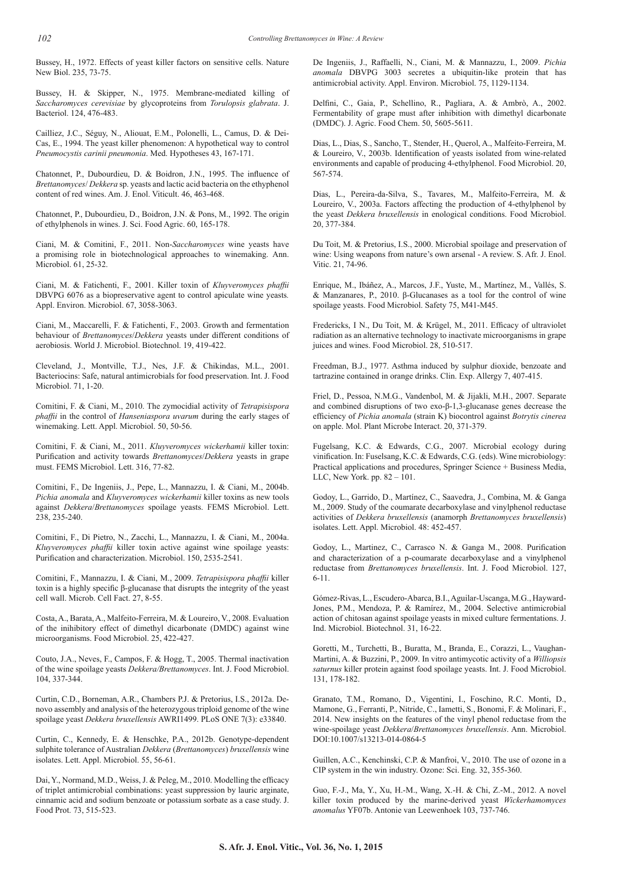Bussey, H., 1972. Effects of yeast killer factors on sensitive cells. Nature New Biol. 235, 73-75.

Bussey, H. & Skipper, N., 1975. Membrane-mediated killing of *Saccharomyces cerevisiae* by glycoproteins from *Torulopsis glabrata*. J. Bacteriol. 124, 476-483.

Cailliez, J.C., Séguy, N., Aliouat, E.M., Polonelli, L., Camus, D. & Dei-Cas, E., 1994. The yeast killer phenomenon: A hypothetical way to control *Pneumocystis carinii pneumonia*. Med. Hypotheses 43, 167-171.

Chatonnet, P., Dubourdieu, D. & Boidron, J.N., 1995. The influence of *Brettanomyces*/ *Dekkera* sp. yeasts and lactic acid bacteria on the ethyphenol content of red wines. Am. J. Enol. Viticult. 46, 463-468.

Chatonnet, P., Dubourdieu, D., Boidron, J.N. & Pons, M., 1992. The origin of ethylphenols in wines. J. Sci. Food Agric. 60, 165-178.

Ciani, M. & Comitini, F., 2011. Non-*Saccharomyces* wine yeasts have a promising role in biotechnological approaches to winemaking. Ann. Microbiol. 61, 25-32.

Ciani, M. & Fatichenti, F., 2001. Killer toxin of *Kluyveromyces phaffii* DBVPG 6076 as a biopreservative agent to control apiculate wine yeasts. Appl. Environ. Microbiol. 67, 3058-3063.

Ciani, M., Maccarelli, F. & Fatichenti, F., 2003. Growth and fermentation behaviour of *Brettanomyces*/*Dekkera* yeasts under different conditions of aerobiosis. World J. Microbiol. Biotechnol. 19, 419-422.

Cleveland, J., Montville, T.J., Nes, J.F. & Chikindas, M.L., 2001. Bacteriocins: Safe, natural antimicrobials for food preservation. Int. J. Food Microbiol. 71, 1-20.

Comitini, F. & Ciani, M., 2010. The zymocidial activity of *Tetrapisispora phaffii* in the control of *Hanseniaspora uvarum* during the early stages of winemaking. Lett. Appl. Microbiol. 50, 50-56.

Comitini, F. & Ciani, M., 2011. *Kluyveromyces wickerhamii* killer toxin: Purification and activity towards *Brettanomyces*/*Dekkera* yeasts in grape must. FEMS Microbiol. Lett. 316, 77-82.

Comitini, F., De Ingeniis, J., Pepe, L., Mannazzu, I. & Ciani, M., 2004b. *Pichia anomala* and *Kluyveromyces wickerhamii* killer toxins as new tools against *Dekkera*/*Brettanomyces* spoilage yeasts. FEMS Microbiol. Lett. 238, 235-240.

Comitini, F., Di Pietro, N., Zacchi, L., Mannazzu, I. & Ciani, M., 2004a. *Kluyveromyces phaffii* killer toxin active against wine spoilage yeasts: Purification and characterization. Microbiol. 150, 2535-2541.

Comitini, F., Mannazzu, I. & Ciani, M., 2009. *Tetrapisispora phaffii* killer toxin is a highly specific β-glucanase that disrupts the integrity of the yeast cell wall. Microb. Cell Fact. 27, 8-55.

Costa, A., Barata, A., Malfeito-Ferreira, M. & Loureiro, V., 2008. Evaluation of the inihibitory effect of dimethyl dicarbonate (DMDC) against wine microorganisms. Food Microbiol. 25, 422-427.

Couto, J.A., Neves, F., Campos, F. & Hogg, T., 2005. Thermal inactivation of the wine spoilage yeasts *Dekkera/Brettanomyces*. Int. J. Food Microbiol. 104, 337-344.

Curtin, C.D., Borneman, A.R., Chambers P.J. & Pretorius, I.S., 2012a. De-novo assembly and analysis of the heterozygous triploid genome of the wine spoilage yeast *Dekkera bruxellensis* AWRI1499. PLoS ONE 7(3): e33840.

Curtin, C., Kennedy, E. & Henschke, P.A., 2012b. Genotype-dependent sulphite tolerance of Australian *Dekkera* (*Brettanomyces*) *bruxellensis* wine isolates. Lett. Appl. Microbiol. 55, 56-61.

Dai, Y., Normand, M.D., Weiss, J. & Peleg, M., 2010. Modelling the efficacy of triplet antimicrobial combinations: yeast suppression by lauric arginate, cinnamic acid and sodium benzoate or potassium sorbate as a case study. J. Food Prot. 73, 515-523.

De Ingeniis, J., Raffaelli, N., Ciani, M. & Mannazzu, I., 2009. *Pichia anomala* DBVPG 3003 secretes a ubiquitin-like protein that has antimicrobial activity. Appl. Environ. Microbiol. 75, 1129-1134.

Delfini, C., Gaia, P., Schellino, R., Pagliara, A. & Ambrò, A., 2002. Fermentability of grape must after inhibition with dimethyl dicarbonate (DMDC). J. Agric. Food Chem. 50, 5605-5611.

Dias, L., Dias, S., Sancho, T., Stender, H., Querol, A., Malfeito-Ferreira, M. & Loureiro, V., 2003b. Identification of yeasts isolated from wine-related environments and capable of producing 4-ethylphenol. Food Microbiol. 20, 567-574.

Dias, L., Pereira-da-Silva, S., Tavares, M., Malfeito-Ferreira, M. & Loureiro, V., 2003a. Factors affecting the production of 4-ethylphenol by the yeast *Dekkera bruxellensis* in enological conditions. Food Microbiol. 20, 377-384.

Du Toit, M. & Pretorius, I.S., 2000. Microbial spoilage and preservation of wine: Using weapons from nature's own arsenal - A review. S. Afr. J. Enol. Vitic. 21, 74-96.

Enrique, M., Ibáñez, A., Marcos, J.F., Yuste, M., Martínez, M., Vallés, S. & Manzanares, P., 2010. β-Glucanases as a tool for the control of wine spoilage yeasts. Food Microbiol. Safety 75, M41-M45.

Fredericks, I N., Du Toit, M. & Krügel, M., 2011. Efficacy of ultraviolet radiation as an alternative technology to inactivate microorganisms in grape juices and wines. Food Microbiol. 28, 510-517.

Freedman, B.J., 1977. Asthma induced by sulphur dioxide, benzoate and tartrazine contained in orange drinks. Clin. Exp. Allergy 7, 407-415.

Friel, D., Pessoa, N.M.G., Vandenbol, M. & Jijakli, M.H., 2007. Separate and combined disruptions of two exo-β-1,3-glucanase genes decrease the efficiency of *Pichia anomala* (strain K) biocontrol against *Botrytis cinerea* on apple. Mol. Plant Microbe Interact. 20, 371-379.

Fugelsang, K.C. & Edwards, C.G., 2007. Microbial ecology during vinification. In: Fuselsang, K.C. & Edwards, C.G. (eds). Wine microbiology: Practical applications and procedures, Springer Science + Business Media, LLC, New York. pp. 82 – 101.

Godoy, L., Garrido, D., Martínez, C., Saavedra, J., Combina, M. & Ganga M., 2009. Study of the coumarate decarboxylase and vinylphenol reductase activities of *Dekkera bruxellensis* (anamorph *Brettanomyces bruxellensis*) isolates. Lett. Appl. Microbiol. 48: 452-457.

Godoy, L., Martinez, C., Carrasco N. & Ganga M., 2008. Purification and characterization of a p-coumarate decarboxylase and a vinylphenol reductase from *Brettanomyces bruxellensis*. Int. J. Food Microbiol. 127, 6-11.

Gómez-Rivas, L., Escudero-Abarca, B.I., Aguilar-Uscanga, M.G., Hayward-Jones, P.M., Mendoza, P. & Ramírez, M., 2004. Selective antimicrobial action of chitosan against spoilage yeasts in mixed culture fermentations. J. Ind. Microbiol. Biotechnol. 31, 16-22.

Goretti, M., Turchetti, B., Buratta, M., Branda, E., Corazzi, L., Vaughan-Martini, A. & Buzzini, P., 2009. In vitro antimycotic activity of a *Williopsis saturnus* killer protein against food spoilage yeasts. Int. J. Food Microbiol. 131, 178-182.

Granato, T.M., Romano, D., Vigentini, I., Foschino, R.C. Monti, D., Mamone, G., Ferranti, P., Nitride, C., Iametti, S., Bonomi, F. & Molinari, F., 2014. New insights on the features of the vinyl phenol reductase from the wine-spoilage yeast *Dekkera*/*Brettanomyces bruxellensis*. Ann. Microbiol. DOI:10.1007/s13213-014-0864-5

Guillen, A.C., Kenchinski, C.P. & Manfroi, V., 2010. The use of ozone in a CIP system in the win industry. Ozone: Sci. Eng. 32, 355-360.

Guo, F.-J., Ma, Y., Xu, H.-M., Wang, X.-H. & Chi, Z.-M., 2012. A novel killer toxin produced by the marine-derived yeast *Wickerhamomyces anomalus* YF07b. Antonie van Leewenhoek 103, 737-746.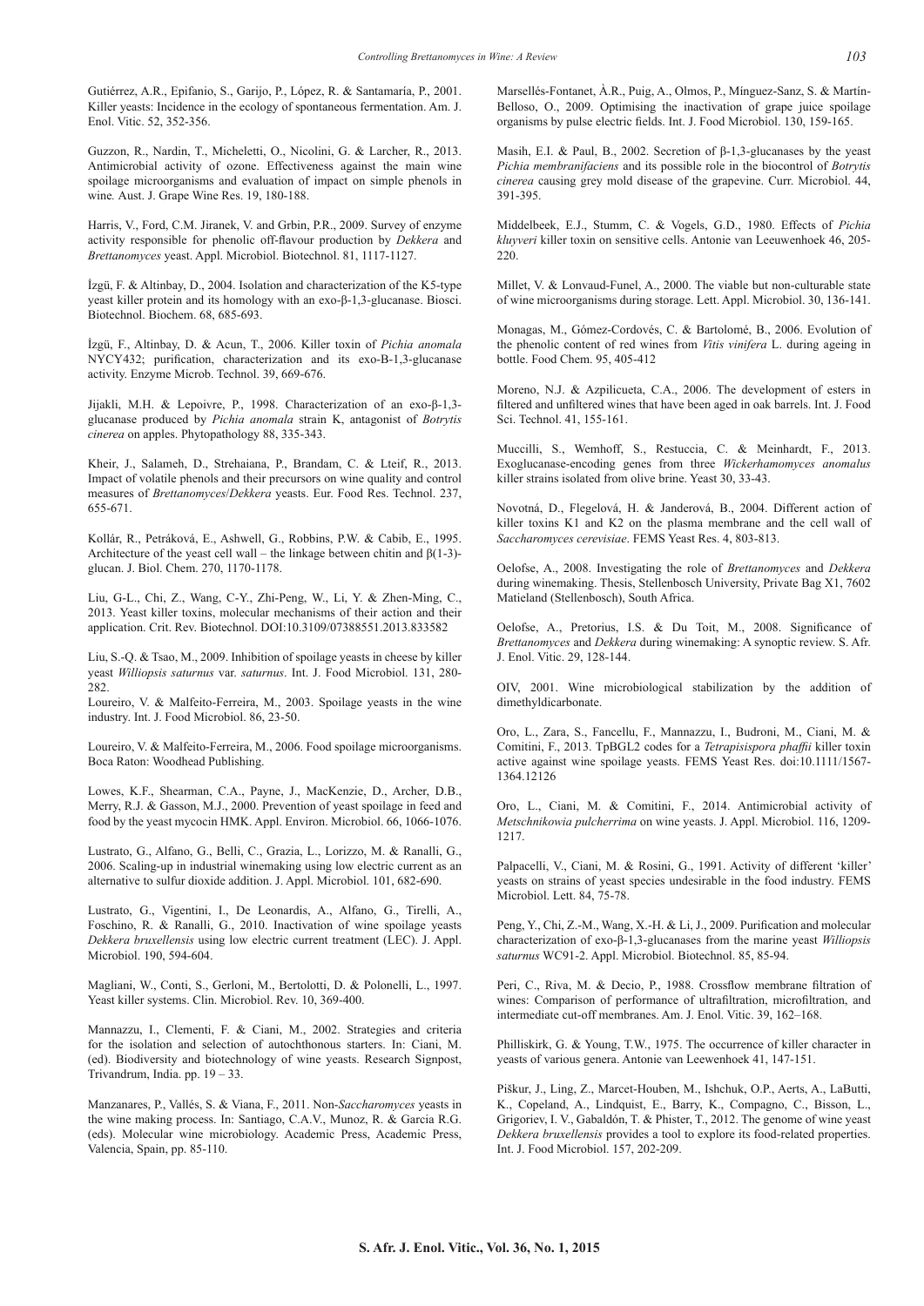Gutiérrez, A.R., Epifanio, S., Garijo, P., López, R. & Santamaría, P., 2001. Killer yeasts: Incidence in the ecology of spontaneous fermentation. Am. J. Enol. Vitic. 52, 352-356.

Guzzon, R., Nardin, T., Micheletti, O., Nicolini, G. & Larcher, R., 2013. Antimicrobial activity of ozone. Effectiveness against the main wine spoilage microorganisms and evaluation of impact on simple phenols in wine. Aust. J. Grape Wine Res. 19, 180-188.

Harris, V., Ford, C.M. Jiranek, V. and Grbin, P.R., 2009. Survey of enzyme activity responsible for phenolic off-flavour production by *Dekkera* and *Brettanomyces* yeast. Appl. Microbiol. Biotechnol. 81, 1117-1127.

İzgü, F. & Altinbay, D., 2004. Isolation and characterization of the K5-type yeast killer protein and its homology with an exo-β-1,3-glucanase. Biosci. Biotechnol. Biochem. 68, 685-693.

İzgü, F., Altinbay, D. & Acun, T., 2006. Killer toxin of *Pichia anomala* NYCY432; purification, characterization and its exo-B-1,3-glucanase activity. Enzyme Microb. Technol. 39, 669-676.

Jijakli, M.H. & Lepoivre, P., 1998. Characterization of an exo-β-1,3-glucanase produced by *Pichia anomala* strain K, antagonist of *Botrytis cinerea* on apples. Phytopathology 88, 335-343.

Kheir, J., Salameh, D., Strehaiana, P., Brandam, C. & Lteif, R., 2013. Impact of volatile phenols and their precursors on wine quality and control measures of *Brettanomyces*/*Dekkera* yeasts. Eur. Food Res. Technol. 237, 655-671.

Kollár, R., Petráková, E., Ashwell, G., Robbins, P.W. & Cabib, E., 1995. Architecture of the yeast cell wall – the linkage between chitin and β(1-3)-glucan. J. Biol. Chem. 270, 1170-1178.

Liu, G-L., Chi, Z., Wang, C-Y., Zhi-Peng, W., Li, Y. & Zhen-Ming, C., 2013. Yeast killer toxins, molecular mechanisms of their action and their application. Crit. Rev. Biotechnol. DOI:10.3109/07388551.2013.833582

Liu, S.-Q. & Tsao, M., 2009. Inhibition of spoilage yeasts in cheese by killer yeast *Williopsis saturnus* var. *saturnus*. Int. J. Food Microbiol. 131, 280-282.

Loureiro, V. & Malfeito-Ferreira, M., 2003. Spoilage yeasts in the wine industry. Int. J. Food Microbiol. 86, 23-50.

Loureiro, V. & Malfeito-Ferreira, M., 2006. Food spoilage microorganisms. Boca Raton: Woodhead Publishing.

Lowes, K.F., Shearman, C.A., Payne, J., MacKenzie, D., Archer, D.B., Merry, R.J. & Gasson, M.J., 2000. Prevention of yeast spoilage in feed and food by the yeast mycocin HMK. Appl. Environ. Microbiol. 66, 1066-1076.

Lustrato, G., Alfano, G., Belli, C., Grazia, L., Lorizzo, M. & Ranalli, G., 2006. Scaling-up in industrial winemaking using low electric current as an alternative to sulfur dioxide addition. J. Appl. Microbiol. 101, 682-690.

Lustrato, G., Vigentini, I., De Leonardis, A., Alfano, G., Tirelli, A., Foschino, R. & Ranalli, G., 2010. Inactivation of wine spoilage yeasts *Dekkera bruxellensis* using low electric current treatment (LEC). J. Appl. Microbiol. 190, 594-604.

Magliani, W., Conti, S., Gerloni, M., Bertolotti, D. & Polonelli, L., 1997. Yeast killer systems. Clin. Microbiol. Rev. 10, 369-400.

Mannazzu, I., Clementi, F. & Ciani, M., 2002. Strategies and criteria for the isolation and selection of autochthonous starters. In: Ciani, M. (ed). Biodiversity and biotechnology of wine yeasts. Research Signpost, Trivandrum, India. pp. 19 – 33.

Manzanares, P., Vallés, S. & Viana, F., 2011. Non-*Saccharomyces* yeasts in the wine making process. In: Santiago, C.A.V., Munoz, R. & Garcia R.G. (eds). Molecular wine microbiology. Academic Press, Academic Press, Valencia, Spain, pp. 85-110.

Marsellés-Fontanet, À.R., Puig, A., Olmos, P., Mínguez-Sanz, S. & Martín-Belloso, O., 2009. Optimising the inactivation of grape juice spoilage organisms by pulse electric fields. Int. J. Food Microbiol. 130, 159-165.

Masih, E.I. & Paul, B., 2002. Secretion of β-1,3-glucanases by the yeast *Pichia membranifaciens* and its possible role in the biocontrol of *Botrytis cinerea* causing grey mold disease of the grapevine. Curr. Microbiol. 44, 391-395.

Middelbeek, E.J., Stumm, C. & Vogels, G.D., 1980. Effects of *Pichia kluyveri* killer toxin on sensitive cells. Antonie van Leeuwenhoek 46, 205-220.

Millet, V. & Lonvaud-Funel, A., 2000. The viable but non-culturable state of wine microorganisms during storage. Lett. Appl. Microbiol. 30, 136-141.

Monagas, M., Gómez-Cordovés, C. & Bartolomé, B., 2006. Evolution of the phenolic content of red wines from *Vitis vinifera* L. during ageing in bottle. Food Chem. 95, 405-412

Moreno, N.J. & Azpilicueta, C.A., 2006. The development of esters in filtered and unfiltered wines that have been aged in oak barrels. Int. J. Food Sci. Technol. 41, 155-161.

Muccilli, S., Wemhoff, S., Restuccia, C. & Meinhardt, F., 2013. Exoglucanase-encoding genes from three *Wickerhamomyces anomalus* killer strains isolated from olive brine. Yeast 30, 33-43.

Novotná, D., Flegelová, H. & Janderová, B., 2004. Different action of killer toxins K1 and K2 on the plasma membrane and the cell wall of *Saccharomyces cerevisiae*. FEMS Yeast Res. 4, 803-813.

Oelofse, A., 2008. Investigating the role of *Brettanomyces* and *Dekkera* during winemaking. Thesis, Stellenbosch University, Private Bag X1, 7602 Matieland (Stellenbosch), South Africa.

Oelofse, A., Pretorius, I.S. & Du Toit, M., 2008. Significance of *Brettanomyces* and *Dekkera* during winemaking: A synoptic review. S. Afr. J. Enol. Vitic. 29, 128-144.

OIV, 2001. Wine microbiological stabilization by the addition of dimethyldicarbonate.

Oro, L., Zara, S., Fancellu, F., Mannazzu, I., Budroni, M., Ciani, M. & Comitini, F., 2013. TpBGL2 codes for a *Tetrapisispora phaffii* killer toxin active against wine spoilage yeasts. FEMS Yeast Res. doi:10.1111/1567-1364.12126

Oro, L., Ciani, M. & Comitini, F., 2014. Antimicrobial activity of *Metschnikowia pulcherrima* on wine yeasts. J. Appl. Microbiol. 116, 1209-1217.

Palpacelli, V., Ciani, M. & Rosini, G., 1991. Activity of different 'killer' yeasts on strains of yeast species undesirable in the food industry. FEMS Microbiol. Lett. 84, 75-78.

Peng, Y., Chi, Z.-M., Wang, X.-H. & Li, J., 2009. Purification and molecular characterization of exo-β-1,3-glucanases from the marine yeast *Williopsis saturnus* WC91-2. Appl. Microbiol. Biotechnol. 85, 85-94.

Peri, C., Riva, M. & Decio, P., 1988. Crossflow membrane filtration of wines: Comparison of performance of ultrafiltration, microfiltration, and intermediate cut-off membranes. Am. J. Enol. Vitic. 39, 162–168.

Philliskirk, G. & Young, T.W., 1975. The occurrence of killer character in yeasts of various genera. Antonie van Leewenhoek 41, 147-151.

Piškur, J., Ling, Z., Marcet-Houben, M., Ishchuk, O.P., Aerts, A., LaButti, K., Copeland, A., Lindquist, E., Barry, K., Compagno, C., Bisson, L., Grigoriev, I. V., Gabaldón, T. & Phister, T., 2012. The genome of wine yeast *Dekkera bruxellensis* provides a tool to explore its food-related properties. Int. J. Food Microbiol. 157, 202-209.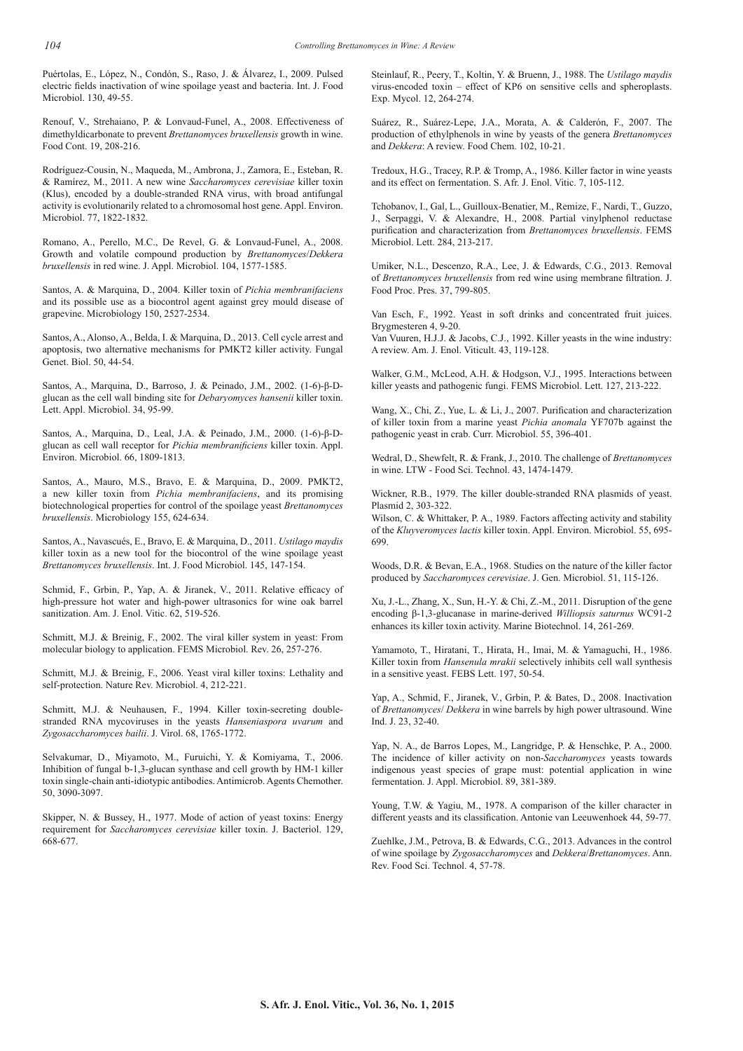Puértolas, E., López, N., Condón, S., Raso, J. & Álvarez, I., 2009. Pulsed electric fields inactivation of wine spoilage yeast and bacteria. Int. J. Food Microbiol. 130, 49-55.

Renouf, V., Strehaiano, P. & Lonvaud-Funel, A., 2008. Effectiveness of dimethyldicarbonate to prevent *Brettanomyces bruxellensis* growth in wine. Food Cont. 19, 208-216.

Rodríguez-Cousin, N., Maqueda, M., Ambrona, J., Zamora, E., Esteban, R. & Ramírez, M., 2011. A new wine *Saccharomyces cerevisiae* killer toxin (Klus), encoded by a double-stranded RNA virus, with broad antifungal activity is evolutionarily related to a chromosomal host gene. Appl. Environ. Microbiol. 77, 1822-1832.

Romano, A., Perello, M.C., De Revel, G. & Lonvaud-Funel, A., 2008. Growth and volatile compound production by *Brettanomyces*/*Dekkera bruxellensis* in red wine. J. Appl. Microbiol. 104, 1577-1585.

Santos, A. & Marquina, D., 2004. Killer toxin of *Pichia membranifaciens* and its possible use as a biocontrol agent against grey mould disease of grapevine. Microbiology 150, 2527-2534.

Santos, A., Alonso, A., Belda, I. & Marquina, D., 2013. Cell cycle arrest and apoptosis, two alternative mechanisms for PMKT2 killer activity. Fungal Genet. Biol. 50, 44-54.

Santos, A., Marquina, D., Barroso, J. & Peinado, J.M., 2002. (1-6)-β-D-glucan as the cell wall binding site for *Debaryomyces hansenii* killer toxin. Lett. Appl. Microbiol. 34, 95-99.

Santos, A., Marquina, D., Leal, J.A. & Peinado, J.M., 2000. (1-6)-β-D-glucan as cell wall receptor for *Pichia membranificiens* killer toxin. Appl. Environ. Microbiol. 66, 1809-1813.

Santos, A., Mauro, M.S., Bravo, E. & Marquina, D., 2009. PMKT2, a new killer toxin from *Pichia membranifaciens*, and its promising biotechnological properties for control of the spoilage yeast *Brettanomyces bruxellensis*. Microbiology 155, 624-634.

Santos, A., Navascués, E., Bravo, E. & Marquina, D., 2011. *Ustilago maydis* killer toxin as a new tool for the biocontrol of the wine spoilage yeast *Brettanomyces bruxellensis*. Int. J. Food Microbiol. 145, 147-154.

Schmid, F., Grbin, P., Yap, A. & Jiranek, V., 2011. Relative efficacy of high-pressure hot water and high-power ultrasonics for wine oak barrel sanitization. Am. J. Enol. Vitic. 62, 519-526.

Schmitt, M.J. & Breinig, F., 2002. The viral killer system in yeast: From molecular biology to application. FEMS Microbiol. Rev. 26, 257-276.

Schmitt, M.J. & Breinig, F., 2006. Yeast viral killer toxins: Lethality and self-protection. Nature Rev. Microbiol. 4, 212-221.

Schmitt, M.J. & Neuhausen, F., 1994. Killer toxin-secreting double-stranded RNA mycoviruses in the yeasts *Hanseniaspora uvarum* and *Zygosaccharomyces bailii*. J. Virol. 68, 1765-1772.

Selvakumar, D., Miyamoto, M., Furuichi, Y. & Komiyama, T., 2006. Inhibition of fungal b-1,3-glucan synthase and cell growth by HM-1 killer toxin single-chain anti-idiotypic antibodies. Antimicrob. Agents Chemother. 50, 3090-3097.

Skipper, N. & Bussey, H., 1977. Mode of action of yeast toxins: Energy requirement for *Saccharomyces cerevisiae* killer toxin. J. Bacteriol. 129, 668-677.

Steinlauf, R., Peery, T., Koltin, Y. & Bruenn, J., 1988. The *Ustilago maydis* virus-encoded toxin – effect of KP6 on sensitive cells and spheroplasts. Exp. Mycol. 12, 264-274.

Suárez, R., Suárez-Lepe, J.A., Morata, A. & Calderón, F., 2007. The production of ethylphenols in wine by yeasts of the genera *Brettanomyces* and *Dekkera*: A review. Food Chem. 102, 10-21.

Tredoux, H.G., Tracey, R.P. & Tromp, A., 1986. Killer factor in wine yeasts and its effect on fermentation. S. Afr. J. Enol. Vitic. 7, 105-112.

Tchobanov, I., Gal, L., Guilloux-Benatier, M., Remize, F., Nardi, T., Guzzo, J., Serpaggi, V. & Alexandre, H., 2008. Partial vinylphenol reductase purification and characterization from *Brettanomyces bruxellensis*. FEMS Microbiol. Lett. 284, 213-217.

Umiker, N.L., Descenzo, R.A., Lee, J. & Edwards, C.G., 2013. Removal of *Brettanomyces bruxellensis* from red wine using membrane filtration. J. Food Proc. Pres. 37, 799-805.

Van Esch, F., 1992. Yeast in soft drinks and concentrated fruit juices. Brygmesteren 4, 9-20.

Van Vuuren, H.J.J. & Jacobs, C.J., 1992. Killer yeasts in the wine industry: A review. Am. J. Enol. Viticult. 43, 119-128.

Walker, G.M., McLeod, A.H. & Hodgson, V.J., 1995. Interactions between killer yeasts and pathogenic fungi. FEMS Microbiol. Lett. 127, 213-222.

Wang, X., Chi, Z., Yue, L. & Li, J., 2007. Purification and characterization of killer toxin from a marine yeast *Pichia anomala* YF707b against the pathogenic yeast in crab. Curr. Microbiol. 55, 396-401.

Wedral, D., Shewfelt, R. & Frank, J., 2010. The challenge of *Brettanomyces* in wine. LTW - Food Sci. Technol. 43, 1474-1479.

Wickner, R.B., 1979. The killer double-stranded RNA plasmids of yeast. Plasmid 2, 303-322.

Wilson, C. & Whittaker, P. A., 1989. Factors affecting activity and stability of the *Kluyveromyces lactis* killer toxin. Appl. Environ. Microbiol. 55, 695-699.

Woods, D.R. & Bevan, E.A., 1968. Studies on the nature of the killer factor produced by *Saccharomyces cerevisiae*. J. Gen. Microbiol. 51, 115-126.

Xu, J.-L., Zhang, X., Sun, H.-Y. & Chi, Z.-M., 2011. Disruption of the gene encoding β-1,3-glucanase in marine-derived *Williopsis saturnus* WC91-2 enhances its killer toxin activity. Marine Biotechnol. 14, 261-269.

Yamamoto, T., Hiratani, T., Hirata, H., Imai, M. & Yamaguchi, H., 1986. Killer toxin from *Hansenula mrakii* selectively inhibits cell wall synthesis in a sensitive yeast. FEBS Lett. 197, 50-54.

Yap, A., Schmid, F., Jiranek, V., Grbin, P. & Bates, D., 2008. Inactivation of *Brettanomyces*/ *Dekkera* in wine barrels by high power ultrasound. Wine Ind. J. 23, 32-40.

Yap, N. A., de Barros Lopes, M., Langridge, P. & Henschke, P. A., 2000. The incidence of killer activity on non-*Saccharomyces* yeasts towards indigenous yeast species of grape must: potential application in wine fermentation. J. Appl. Microbiol. 89, 381-389.

Young, T.W. & Yagiu, M., 1978. A comparison of the killer character in different yeasts and its classification. Antonie van Leeuwenhoek 44, 59-77.

Zuehlke, J.M., Petrova, B. & Edwards, C.G., 2013. Advances in the control of wine spoilage by *Zygosaccharomyces* and *Dekkera*/*Brettanomyces*. Ann. Rev. Food Sci. Technol. 4, 57-78.